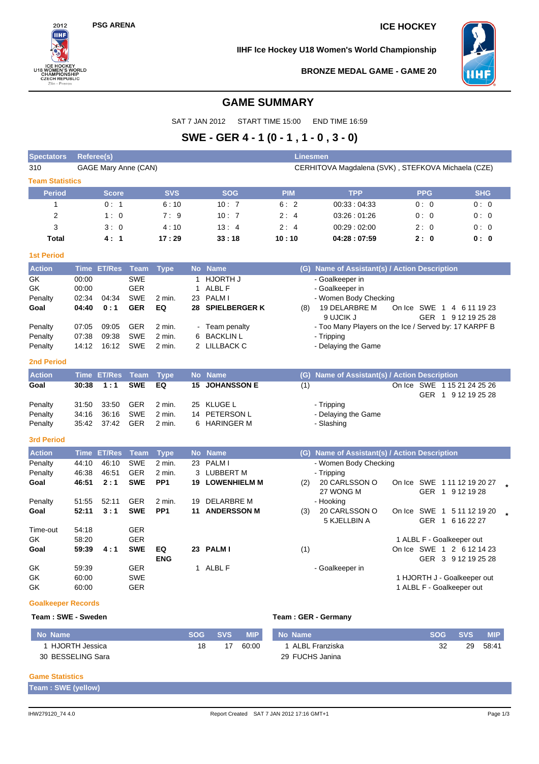PSG ARENA

ICE HOCKEY

IIHF Ice Hockey U18 Women's World Championship

BRONZE MEDAL GAME - GAME 20

# GAME SUMMARY

SAT 7 JAN 2012 START TIME 15:00 END TIME 16:59

## SWE - GER 4 - 1 (0 - 1 , 1 - 0 , 3 - 0)

| Spectators | Referee(s) | Linesmen |
|---|---|---|
| 310 | GAGE Mary Anne (CAN) | CERHITOVA Magdalena (SVK) , STEFKOVA Michaela (CZE) |

### Team Statistics

| Period | Score | SVS | SOG | PIM | TPP | PPG | SHG |
|---|---|---|---|---|---|---|---|
| 1 | 0 : 1 | 6 : 10 | 10 : 7 | 6 : 2 | 00:33 : 04:33 | 0 : 0 | 0 : 0 |
| 2 | 1 : 0 | 7 : 9 | 10 : 7 | 2 : 4 | 03:26 : 01:26 | 0 : 0 | 0 : 0 |
| 3 | 3 : 0 | 4 : 10 | 13 : 4 | 2 : 4 | 00:29 : 02:00 | 2 : 0 | 0 : 0 |
| **Total** | **4 : 1** | **17 : 29** | **33 : 18** | **10 : 10** | **04:28 : 07:59** | **2 : 0** | **0 : 0** |

### 1st Period

| Action | Time | ET/Res | Team | Type | No | Name | (G) | Name of Assistant(s) / Action Description | |
|---|---|---|---|---|---|---|---|---|---|
| GK | 00:00 | | SWE | | 1 | HJORTH J | | - Goalkeeper in | |
| GK | 00:00 | | GER | | 1 | ALBL F | | - Goalkeeper in | |
| Penalty | 02:34 | 04:34 | SWE | 2 min. | 23 | PALM I | | - Women Body Checking | |
| **Goal** | **04:40** | **0 : 1** | **GER** | **EQ** | **28** | **SPIELBERGER K** | (8) | 19 DELARBRE M<br>9 UJCIK J | On Ice SWE 1 4 6 11 19 23<br>GER 1 9 12 19 25 28 |
| Penalty | 07:05 | 09:05 | GER | 2 min. | - | Team penalty | | - Too Many Players on the Ice / Served by: 17 KARPF B | |
| Penalty | 07:38 | 09:38 | SWE | 2 min. | 6 | BACKLIN L | | - Tripping | |
| Penalty | 14:12 | 16:12 | SWE | 2 min. | 2 | LILLBACK C | | - Delaying the Game | |

### 2nd Period

| Action | Time | ET/Res | Team | Type | No | Name | (G) | Name of Assistant(s) / Action Description | |
|---|---|---|---|---|---|---|---|---|---|
| **Goal** | **30:38** | **1 : 1** | **SWE** | **EQ** | **15** | **JOHANSSON E** | (1) | | On Ice SWE 1 15 21 24 25 26<br>GER 1 9 12 19 25 28 |
| Penalty | 31:50 | 33:50 | GER | 2 min. | 25 | KLUGE L | | - Tripping | |
| Penalty | 34:16 | 36:16 | SWE | 2 min. | 14 | PETERSON L | | - Delaying the Game | |
| Penalty | 35:42 | 37:42 | GER | 2 min. | 6 | HARINGER M | | - Slashing | |

### 3rd Period

| Action | Time | ET/Res | Team | Type | No | Name | (G) | Name of Assistant(s) / Action Description | |
|---|---|---|---|---|---|---|---|---|---|
| Penalty | 44:10 | 46:10 | SWE | 2 min. | 23 | PALM I | | - Women Body Checking | |
| Penalty | 46:38 | 46:51 | GER | 2 min. | 3 | LUBBERT M | | - Tripping | |
| **Goal** | **46:51** | **2 : 1** | **SWE** | **PP1** | **19** | **LOWENHIELM M** | (2) | 20 CARLSSON O<br>27 WONG M | On Ice SWE 1 11 12 19 20 27<br>GER 1 9 12 19 28 * |
| Penalty | 51:55 | 52:11 | GER | 2 min. | 19 | DELARBRE M | | - Hooking | |
| **Goal** | **52:11** | **3 : 1** | **SWE** | **PP1** | **11** | **ANDERSSON M** | (3) | 20 CARLSSON O<br>5 KJELLBIN A | On Ice SWE 1 5 11 12 19 20<br>GER 1 6 16 22 27 * |
| Time-out | 54:18 | | GER | | | | | | |
| GK | 58:20 | | GER | | | | | | 1 ALBL F - Goalkeeper out |
| **Goal** | **59:39** | **4 : 1** | **SWE** | **EQ ENG** | **23** | **PALM I** | (1) | | On Ice SWE 1 2 6 12 14 23<br>GER 3 9 12 19 25 28 |
| GK | 59:39 | | GER | | 1 | ALBL F | | - Goalkeeper in | |
| GK | 60:00 | | SWE | | | | | | 1 HJORTH J - Goalkeeper out |
| GK | 60:00 | | GER | | | | | | 1 ALBL F - Goalkeeper out |

### Goalkeeper Records

**Team : SWE - Sweden**

| No | Name | SOG | SVS | MIP |
|---|---|---|---|---|
| 1 | HJORTH Jessica | 18 | 17 | 60:00 |
| 30 | BESSELING Sara | | | |

**Team : GER - Germany**

| No | Name | SOG | SVS | MIP |
|---|---|---|---|---|
| 1 | ALBL Franziska | 32 | 29 | 58:41 |
| 29 | FUCHS Janina | | | |

### Game Statistics

**Team : SWE (yellow)**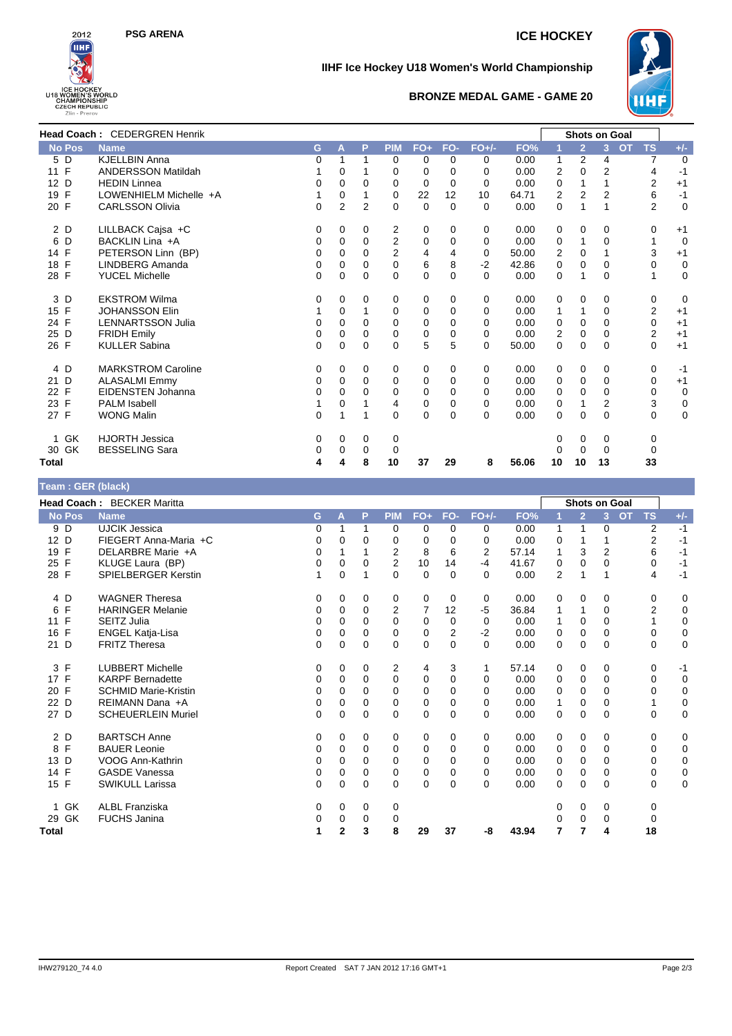# IIHF Ice Hockey U18 Women's World Championship

## BRONZE MEDAL GAME - GAME 20

PSG ARENA — ICE HOCKEY

**Head Coach :** CEDERGREN Henrik

| No | Pos | Name | G | A | P | PIM | FO+ | FO- | FO+/- | FO% | Shots on Goal 1 | 2 | 3 | OT | TS | +/- |
|---|---|---|---|---|---|---|---|---|---|---|---|---|---|---|---|---|
| 5 | D | KJELLBIN Anna | 0 | 1 | 1 | 0 | 0 | 0 | 0 | 0.00 | 1 | 2 | 4 | | 7 | 0 |
| 11 | F | ANDERSSON Matildah | 1 | 0 | 1 | 0 | 0 | 0 | 0 | 0.00 | 2 | 0 | 2 | | 4 | -1 |
| 12 | D | HEDIN Linnea | 0 | 0 | 0 | 0 | 0 | 0 | 0 | 0.00 | 0 | 1 | 1 | | 2 | +1 |
| 19 | F | LOWENHIELM Michelle +A | 1 | 0 | 1 | 0 | 22 | 12 | 10 | 64.71 | 2 | 2 | 2 | | 6 | -1 |
| 20 | F | CARLSSON Olivia | 0 | 2 | 2 | 0 | 0 | 0 | 0 | 0.00 | 0 | 1 | 1 | | 2 | 0 |
| 2 | D | LILLBACK Cajsa +C | 0 | 0 | 0 | 2 | 0 | 0 | 0 | 0.00 | 0 | 0 | 0 | | 0 | +1 |
| 6 | D | BACKLIN Lina +A | 0 | 0 | 0 | 2 | 0 | 0 | 0 | 0.00 | 0 | 1 | 0 | | 1 | 0 |
| 14 | F | PETERSON Linn (BP) | 0 | 0 | 0 | 2 | 4 | 4 | 0 | 50.00 | 2 | 0 | 1 | | 3 | +1 |
| 18 | F | LINDBERG Amanda | 0 | 0 | 0 | 0 | 6 | 8 | -2 | 42.86 | 0 | 0 | 0 | | 0 | 0 |
| 28 | F | YUCEL Michelle | 0 | 0 | 0 | 0 | 0 | 0 | 0 | 0.00 | 0 | 1 | 0 | | 1 | 0 |
| 3 | D | EKSTROM Wilma | 0 | 0 | 0 | 0 | 0 | 0 | 0 | 0.00 | 0 | 0 | 0 | | 0 | 0 |
| 15 | F | JOHANSSON Elin | 1 | 0 | 1 | 0 | 0 | 0 | 0 | 0.00 | 1 | 1 | 0 | | 2 | +1 |
| 24 | F | LENNARTSSON Julia | 0 | 0 | 0 | 0 | 0 | 0 | 0 | 0.00 | 0 | 0 | 0 | | 0 | +1 |
| 25 | D | FRIDH Emily | 0 | 0 | 0 | 0 | 0 | 0 | 0 | 0.00 | 2 | 0 | 0 | | 2 | +1 |
| 26 | F | KULLER Sabina | 0 | 0 | 0 | 0 | 5 | 5 | 0 | 50.00 | 0 | 0 | 0 | | 0 | +1 |
| 4 | D | MARKSTROM Caroline | 0 | 0 | 0 | 0 | 0 | 0 | 0 | 0.00 | 0 | 0 | 0 | | 0 | -1 |
| 21 | D | ALASALMI Emmy | 0 | 0 | 0 | 0 | 0 | 0 | 0 | 0.00 | 0 | 0 | 0 | | 0 | +1 |
| 22 | F | EIDENSTEN Johanna | 0 | 0 | 0 | 0 | 0 | 0 | 0 | 0.00 | 0 | 0 | 0 | | 0 | 0 |
| 23 | F | PALM Isabell | 1 | 0 | 1 | 4 | 0 | 0 | 0 | 0.00 | 0 | 1 | 2 | | 3 | 0 |
| 27 | F | WONG Malin | 0 | 1 | 1 | 0 | 0 | 0 | 0 | 0.00 | 0 | 0 | 0 | | 0 | 0 |
| 1 | GK | HJORTH Jessica | 0 | 0 | 0 | 0 | | | | | 0 | 0 | 0 | | 0 | |
| 30 | GK | BESSELING Sara | 0 | 0 | 0 | 0 | | | | | 0 | 0 | 0 | | 0 | |
| **Total** | | | 4 | 4 | 8 | 10 | 37 | 29 | 8 | 56.06 | 10 | 10 | 13 | | 33 | |

**Team : GER (black)**

**Head Coach :** BECKER Maritta

| No | Pos | Name | G | A | P | PIM | FO+ | FO- | FO+/- | FO% | Shots on Goal 1 | 2 | 3 | OT | TS | +/- |
|---|---|---|---|---|---|---|---|---|---|---|---|---|---|---|---|---|
| 9 | D | UJCIK Jessica | 0 | 1 | 1 | 0 | 0 | 0 | 0 | 0.00 | 1 | 1 | 0 | | 2 | -1 |
| 12 | D | FIEGERT Anna-Maria +C | 0 | 0 | 0 | 0 | 0 | 0 | 0 | 0.00 | 0 | 1 | 1 | | 2 | -1 |
| 19 | F | DELARBRE Marie +A | 0 | 1 | 1 | 2 | 8 | 6 | 2 | 57.14 | 1 | 3 | 2 | | 6 | -1 |
| 25 | F | KLUGE Laura (BP) | 0 | 0 | 0 | 2 | 10 | 14 | -4 | 41.67 | 0 | 0 | 0 | | 0 | -1 |
| 28 | F | SPIELBERGER Kerstin | 1 | 0 | 1 | 0 | 0 | 0 | 0 | 0.00 | 2 | 1 | 1 | | 4 | -1 |
| 4 | D | WAGNER Theresa | 0 | 0 | 0 | 0 | 0 | 0 | 0 | 0.00 | 0 | 0 | 0 | | 0 | 0 |
| 6 | F | HARINGER Melanie | 0 | 0 | 0 | 2 | 7 | 12 | -5 | 36.84 | 1 | 1 | 0 | | 2 | 0 |
| 11 | F | SEITZ Julia | 0 | 0 | 0 | 0 | 0 | 0 | 0 | 0.00 | 1 | 0 | 0 | | 1 | 0 |
| 16 | F | ENGEL Katja-Lisa | 0 | 0 | 0 | 0 | 0 | 2 | -2 | 0.00 | 0 | 0 | 0 | | 0 | 0 |
| 21 | D | FRITZ Theresa | 0 | 0 | 0 | 0 | 0 | 0 | 0 | 0.00 | 0 | 0 | 0 | | 0 | 0 |
| 3 | F | LUBBERT Michelle | 0 | 0 | 0 | 2 | 4 | 3 | 1 | 57.14 | 0 | 0 | 0 | | 0 | -1 |
| 17 | F | KARPF Bernadette | 0 | 0 | 0 | 0 | 0 | 0 | 0 | 0.00 | 0 | 0 | 0 | | 0 | 0 |
| 20 | F | SCHMID Marie-Kristin | 0 | 0 | 0 | 0 | 0 | 0 | 0 | 0.00 | 0 | 0 | 0 | | 0 | 0 |
| 22 | D | REIMANN Dana +A | 0 | 0 | 0 | 0 | 0 | 0 | 0 | 0.00 | 1 | 0 | 0 | | 1 | 0 |
| 27 | D | SCHEUERLEIN Muriel | 0 | 0 | 0 | 0 | 0 | 0 | 0 | 0.00 | 0 | 0 | 0 | | 0 | 0 |
| 2 | D | BARTSCH Anne | 0 | 0 | 0 | 0 | 0 | 0 | 0 | 0.00 | 0 | 0 | 0 | | 0 | 0 |
| 8 | F | BAUER Leonie | 0 | 0 | 0 | 0 | 0 | 0 | 0 | 0.00 | 0 | 0 | 0 | | 0 | 0 |
| 13 | D | VOOG Ann-Kathrin | 0 | 0 | 0 | 0 | 0 | 0 | 0 | 0.00 | 0 | 0 | 0 | | 0 | 0 |
| 14 | F | GASDE Vanessa | 0 | 0 | 0 | 0 | 0 | 0 | 0 | 0.00 | 0 | 0 | 0 | | 0 | 0 |
| 15 | F | SWIKULL Larissa | 0 | 0 | 0 | 0 | 0 | 0 | 0 | 0.00 | 0 | 0 | 0 | | 0 | 0 |
| 1 | GK | ALBL Franziska | 0 | 0 | 0 | 0 | | | | | 0 | 0 | 0 | | 0 | |
| 29 | GK | FUCHS Janina | 0 | 0 | 0 | 0 | | | | | 0 | 0 | 0 | | 0 | |
| **Total** | | | 1 | 2 | 3 | 8 | 29 | 37 | -8 | 43.94 | 7 | 7 | 4 | | 18 | |

IHW279120_74 4.0 — Report Created SAT 7 JAN 2012 17:16 GMT+1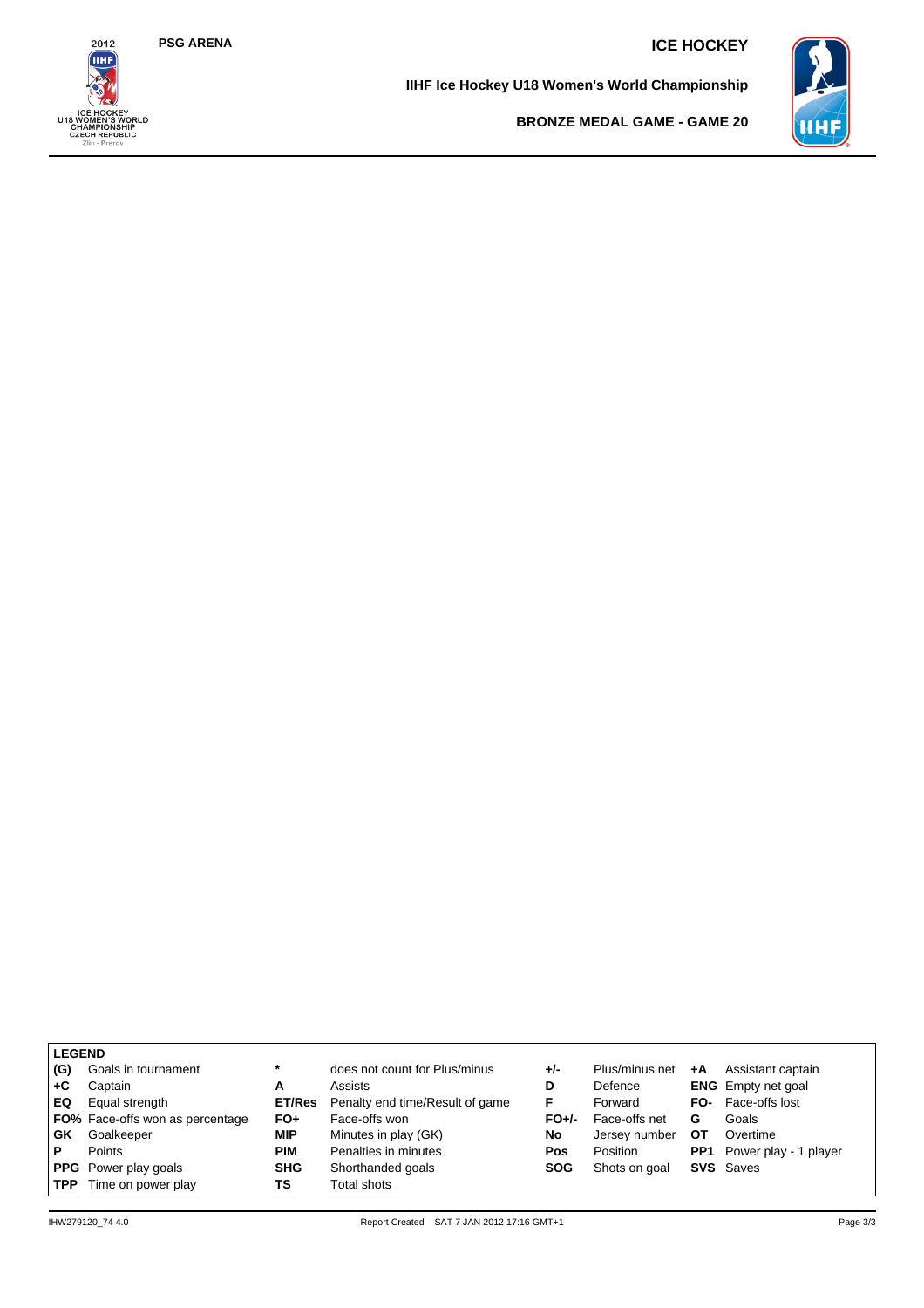## LEGEND

| | | | | | | | |
|---|---|---|---|---|---|---|---|
| **(G)** Goals in tournament | | **\*** | does not count for Plus/minus | **+/-** | Plus/minus net | **+A** | Assistant captain |
| **+C** Captain | | **A** | Assists | **D** | Defence | **ENG** | Empty net goal |
| **EQ** Equal strength | | **ET/Res** | Penalty end time/Result of game | **F** | Forward | **FO-** | Face-offs lost |
| **FO%** Face-offs won as percentage | | **FO+** | Face-offs won | **FO+/-** | Face-offs net | **G** | Goals |
| **GK** Goalkeeper | | **MIP** | Minutes in play (GK) | **No** | Jersey number | **OT** | Overtime |
| **P** Points | | **PIM** | Penalties in minutes | **Pos** | Position | **PP1** | Power play - 1 player |
| **PPG** Power play goals | | **SHG** | Shorthanded goals | **SOG** | Shots on goal | **SVS** | Saves |
| **TPP** Time on power play | | **TS** | Total shots | | | | |

IHW279120_74 4.0 Report Created SAT 7 JAN 2012 17:16 GMT+1